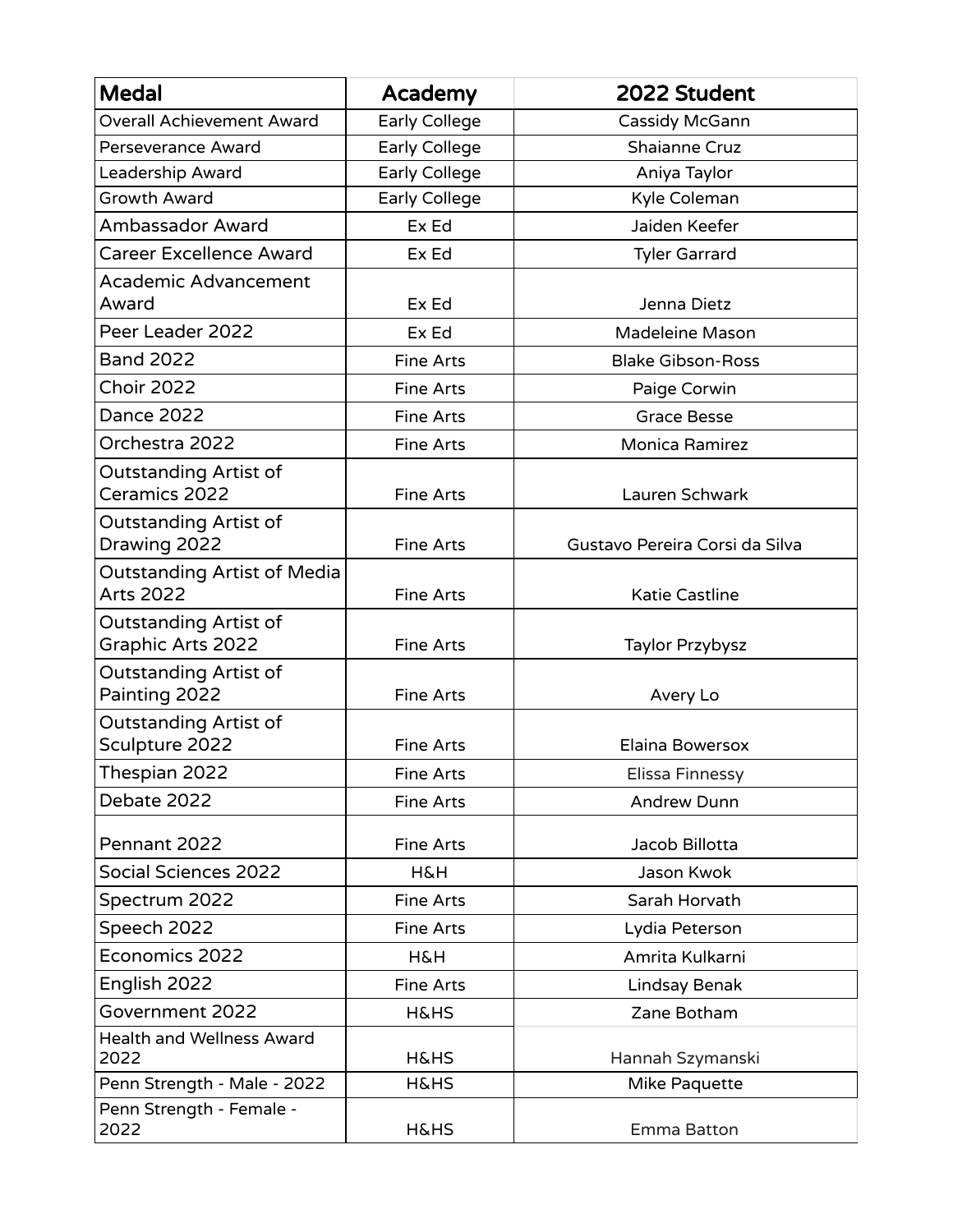| Medal | Academy | 2022 Student |
|---|---|---|
| Overall Achievement Award | Early College | Cassidy McGann |
| Perseverance Award | Early College | Shaianne Cruz |
| Leadership Award | Early College | Aniya Taylor |
| Growth Award | Early College | Kyle Coleman |
| Ambassador Award | Ex Ed | Jaiden Keefer |
| Career Excellence Award | Ex Ed | Tyler Garrard |
| Academic Advancement Award | Ex Ed | Jenna Dietz |
| Peer Leader 2022 | Ex Ed | Madeleine Mason |
| Band 2022 | Fine Arts | Blake Gibson-Ross |
| Choir 2022 | Fine Arts | Paige Corwin |
| Dance 2022 | Fine Arts | Grace Besse |
| Orchestra 2022 | Fine Arts | Monica Ramirez |
| Outstanding Artist of Ceramics 2022 | Fine Arts | Lauren Schwark |
| Outstanding Artist of Drawing 2022 | Fine Arts | Gustavo Pereira Corsi da Silva |
| Outstanding Artist of Media Arts 2022 | Fine Arts | Katie Castline |
| Outstanding Artist of Graphic Arts 2022 | Fine Arts | Taylor Przybysz |
| Outstanding Artist of Painting 2022 | Fine Arts | Avery Lo |
| Outstanding Artist of Sculpture 2022 | Fine Arts | Elaina Bowersox |
| Thespian 2022 | Fine Arts | Elissa Finnessy |
| Debate 2022 | Fine Arts | Andrew Dunn |
| Pennant 2022 | Fine Arts | Jacob Billotta |
| Social Sciences 2022 | H&H | Jason Kwok |
| Spectrum 2022 | Fine Arts | Sarah Horvath |
| Speech 2022 | Fine Arts | Lydia Peterson |
| Economics 2022 | H&H | Amrita Kulkarni |
| English 2022 | Fine Arts | Lindsay Benak |
| Government 2022 | H&HS | Zane Botham |
| Health and Wellness Award 2022 | H&HS | Hannah Szymanski |
| Penn Strength - Male - 2022 | H&HS | Mike Paquette |
| Penn Strength - Female - 2022 | H&HS | Emma Batton |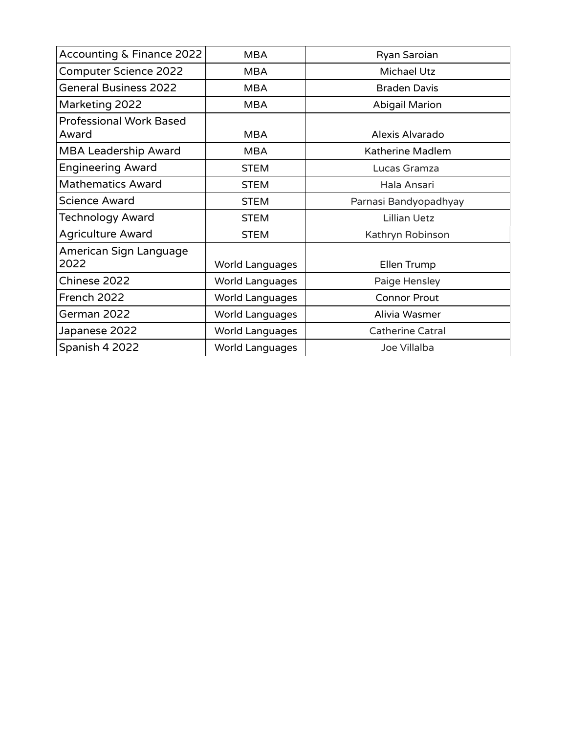| | | |
|---|---|---|
| Accounting & Finance 2022 | MBA | Ryan Saroian |
| Computer Science 2022 | MBA | Michael Utz |
| General Business 2022 | MBA | Braden Davis |
| Marketing 2022 | MBA | Abigail Marion |
| Professional Work Based Award | MBA | Alexis Alvarado |
| MBA Leadership Award | MBA | Katherine Madlem |
| Engineering Award | STEM | Lucas Gramza |
| Mathematics Award | STEM | Hala Ansari |
| Science Award | STEM | Parnasi Bandyopadhyay |
| Technology Award | STEM | Lillian Uetz |
| Agriculture Award | STEM | Kathryn Robinson |
| American Sign Language 2022 | World Languages | Ellen Trump |
| Chinese 2022 | World Languages | Paige Hensley |
| French 2022 | World Languages | Connor Prout |
| German 2022 | World Languages | Alivia Wasmer |
| Japanese 2022 | World Languages | Catherine Catral |
| Spanish 4 2022 | World Languages | Joe Villalba |